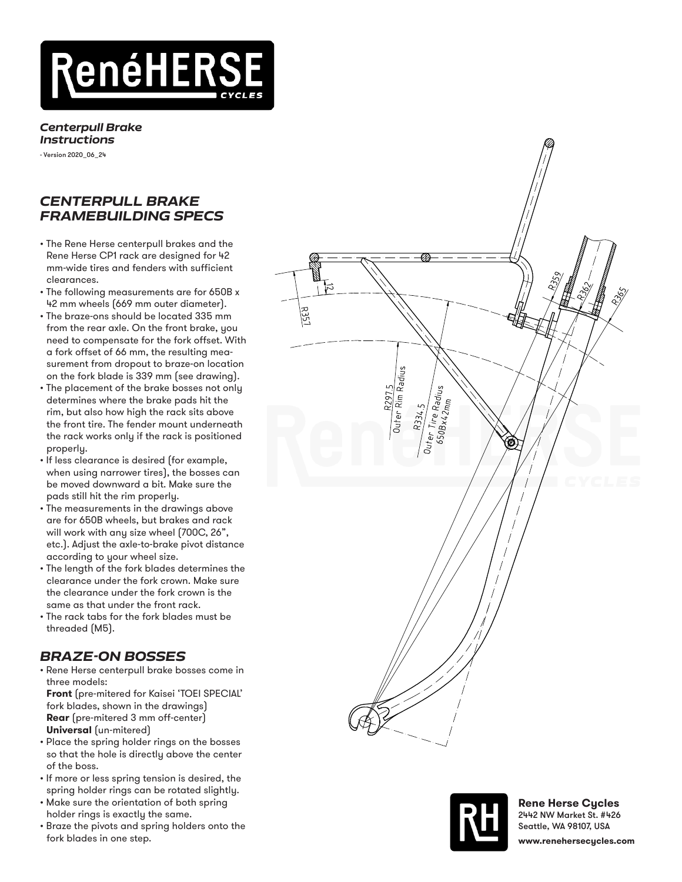# RenéHERSE CYCLES

***Centerpull Brake Instructions***

- Version 2020_06_24

## *CENTERPULL BRAKE FRAMEBUILDING SPECS*

- The Rene Herse centerpull brakes and the Rene Herse CP1 rack are designed for 42 mm-wide tires and fenders with sufficient clearances.
- The following measurements are for 650B x 42 mm wheels (669 mm outer diameter).
- The braze-ons should be located 335 mm from the rear axle. On the front brake, you need to compensate for the fork offset. With a fork offset of 66 mm, the resulting measurement from dropout to braze-on location on the fork blade is 339 mm (see drawing).
- The placement of the brake bosses not only determines where the brake pads hit the rim, but also how high the rack sits above the front tire. The fender mount underneath the rack works only if the rack is positioned properly.
- If less clearance is desired (for example, when using narrower tires), the bosses can be moved downward a bit. Make sure the pads still hit the rim properly.
- The measurements in the drawings above are for 650B wheels, but brakes and rack will work with any size wheel (700C, 26", etc.). Adjust the axle-to-brake pivot distance according to your wheel size.
- The length of the fork blades determines the clearance under the fork crown. Make sure the clearance under the fork crown is the same as that under the front rack.
- The rack tabs for the fork blades must be threaded (M5).

## *BRAZE-ON BOSSES*

- Rene Herse centerpull brake bosses come in three models:
  **Front** (pre-mitered for Kaisei 'TOEI SPECIAL' fork blades, shown in the drawings)
  **Rear** (pre-mitered 3 mm off-center)
  **Universal** (un-mitered)
- Place the spring holder rings on the bosses so that the hole is directly above the center of the boss.
- If more or less spring tension is desired, the spring holder rings can be rotated slightly.
- Make sure the orientation of both spring holder rings is exactly the same.
- Braze the pivots and spring holders onto the fork blades in one step.

R357 12 R297.5 Outer Rim Radius R334.5 Outer Tire Radius 650Bx42mm R359 R362 R365

**Rene Herse Cycles**
2442 NW Market St. #426
Seattle, WA 98107, USA
**www.renehersecycles.com**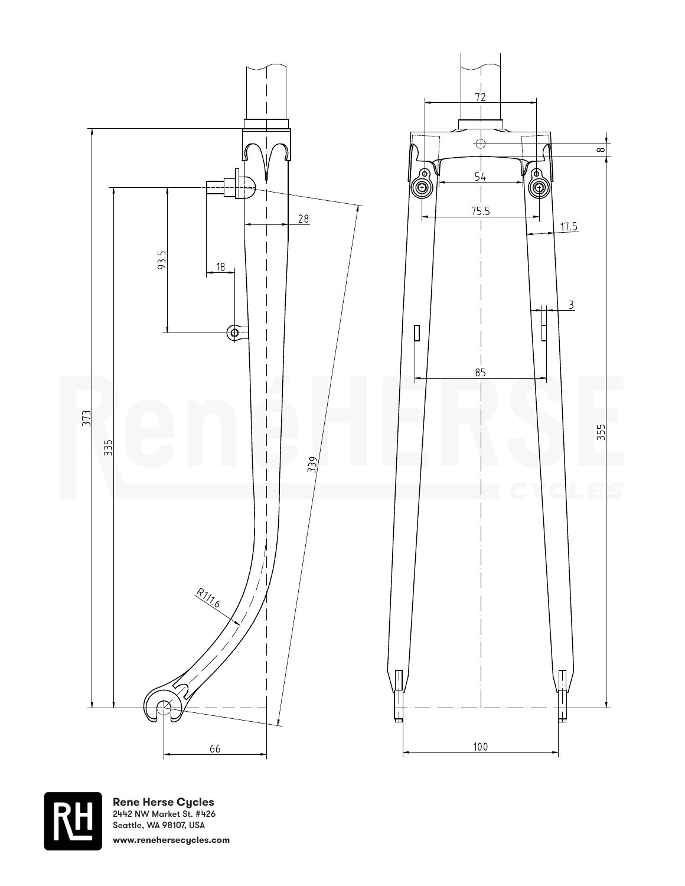373

335

93.5

18

28

339

R111.6

66

72

8

54

75.5

17.5

3

85

355

100

**Rene Herse Cycles**
2442 NW Market St. #426
Seattle, WA 98107, USA

**www.renehersecycles.com**